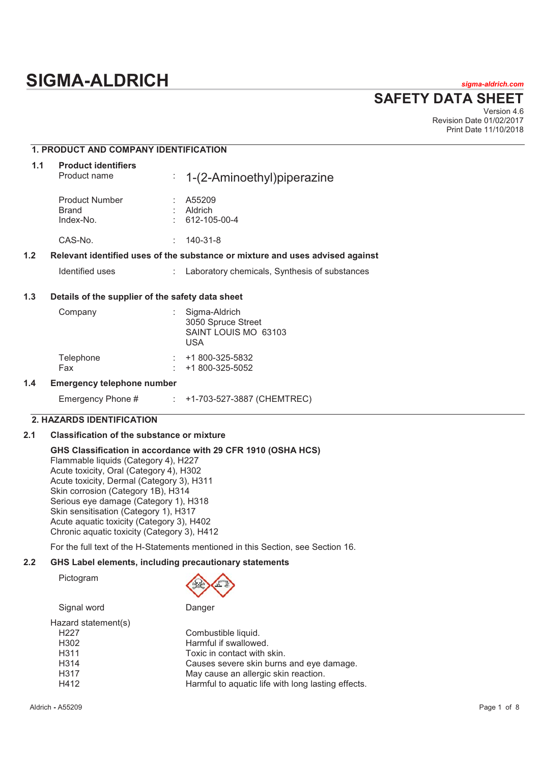# SIGMA-ALDRICH

sigma-aldrich.com

## SAFETY DATA SHEET

Version 4.6
Revision Date 01/02/2017
Print Date 11/10/2018

### 1. PRODUCT AND COMPANY IDENTIFICATION

**1.1 Product identifiers**

| | | |
|---|---|---|
| Product name | : | 1-(2-Aminoethyl)piperazine |
| Product Number | : | A55209 |
| Brand | : | Aldrich |
| Index-No. | : | 612-105-00-4 |
| CAS-No. | : | 140-31-8 |

**1.2 Relevant identified uses of the substance or mixture and uses advised against**

| | | |
|---|---|---|
| Identified uses | : | Laboratory chemicals, Synthesis of substances |

**1.3 Details of the supplier of the safety data sheet**

| | | |
|---|---|---|
| Company | : | Sigma-Aldrich<br>3050 Spruce Street<br>SAINT LOUIS MO 63103<br>USA |
| Telephone | : | +1 800-325-5832 |
| Fax | : | +1 800-325-5052 |

**1.4 Emergency telephone number**

| | | |
|---|---|---|
| Emergency Phone # | : | +1-703-527-3887 (CHEMTREC) |

### 2. HAZARDS IDENTIFICATION

**2.1 Classification of the substance or mixture**

**GHS Classification in accordance with 29 CFR 1910 (OSHA HCS)**

Flammable liquids (Category 4), H227
Acute toxicity, Oral (Category 4), H302
Acute toxicity, Dermal (Category 3), H311
Skin corrosion (Category 1B), H314
Serious eye damage (Category 1), H318
Skin sensitisation (Category 1), H317
Acute aquatic toxicity (Category 3), H402
Chronic aquatic toxicity (Category 3), H412

For the full text of the H-Statements mentioned in this Section, see Section 16.

**2.2 GHS Label elements, including precautionary statements**

Pictogram

Signal word: Danger

Hazard statement(s)

| | |
|---|---|
| H227 | Combustible liquid. |
| H302 | Harmful if swallowed. |
| H311 | Toxic in contact with skin. |
| H314 | Causes severe skin burns and eye damage. |
| H317 | May cause an allergic skin reaction. |
| H412 | Harmful to aquatic life with long lasting effects. |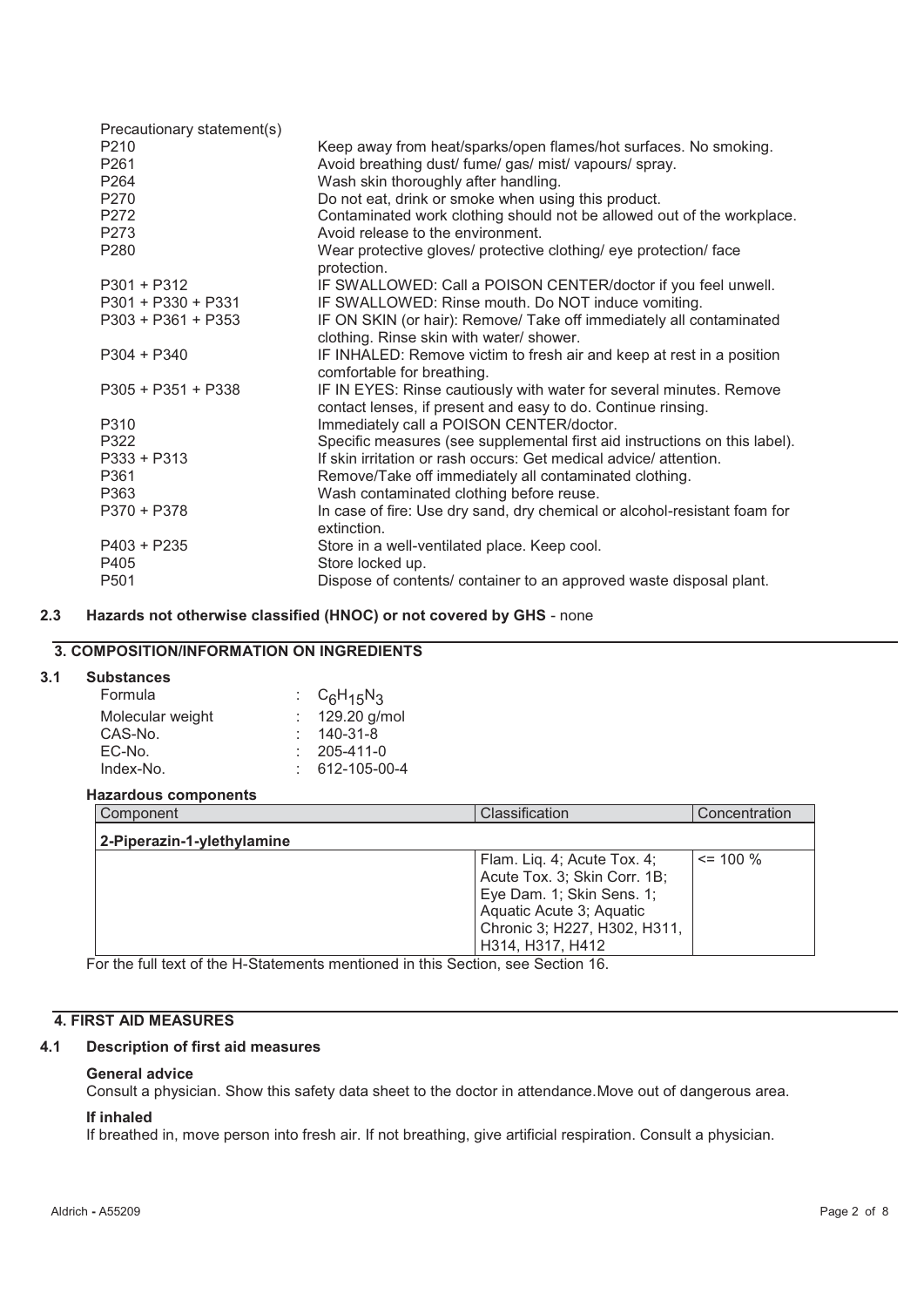Precautionary statement(s)

| | |
|---|---|
| P210 | Keep away from heat/sparks/open flames/hot surfaces. No smoking. |
| P261 | Avoid breathing dust/ fume/ gas/ mist/ vapours/ spray. |
| P264 | Wash skin thoroughly after handling. |
| P270 | Do not eat, drink or smoke when using this product. |
| P272 | Contaminated work clothing should not be allowed out of the workplace. |
| P273 | Avoid release to the environment. |
| P280 | Wear protective gloves/ protective clothing/ eye protection/ face protection. |
| P301 + P312 | IF SWALLOWED: Call a POISON CENTER/doctor if you feel unwell. |
| P301 + P330 + P331 | IF SWALLOWED: Rinse mouth. Do NOT induce vomiting. |
| P303 + P361 + P353 | IF ON SKIN (or hair): Remove/ Take off immediately all contaminated clothing. Rinse skin with water/ shower. |
| P304 + P340 | IF INHALED: Remove victim to fresh air and keep at rest in a position comfortable for breathing. |
| P305 + P351 + P338 | IF IN EYES: Rinse cautiously with water for several minutes. Remove contact lenses, if present and easy to do. Continue rinsing. |
| P310 | Immediately call a POISON CENTER/doctor. |
| P322 | Specific measures (see supplemental first aid instructions on this label). |
| P333 + P313 | If skin irritation or rash occurs: Get medical advice/ attention. |
| P361 | Remove/Take off immediately all contaminated clothing. |
| P363 | Wash contaminated clothing before reuse. |
| P370 + P378 | In case of fire: Use dry sand, dry chemical or alcohol-resistant foam for extinction. |
| P403 + P235 | Store in a well-ventilated place. Keep cool. |
| P405 | Store locked up. |
| P501 | Dispose of contents/ container to an approved waste disposal plant. |

### 2.3 Hazards not otherwise classified (HNOC) or not covered by GHS - none

## 3. COMPOSITION/INFORMATION ON INGREDIENTS

### 3.1 Substances

| | |
|---|---|
| Formula | : $C_6H_{15}N_3$ |
| Molecular weight | : 129.20 g/mol |
| CAS-No. | : 140-31-8 |
| EC-No. | : 205-411-0 |
| Index-No. | : 612-105-00-4 |

**Hazardous components**

| Component | Classification | Concentration |
|---|---|---|
| **2-Piperazin-1-ylethylamine** | | |
| | Flam. Liq. 4; Acute Tox. 4; Acute Tox. 3; Skin Corr. 1B; Eye Dam. 1; Skin Sens. 1; Aquatic Acute 3; Aquatic Chronic 3; H227, H302, H311, H314, H317, H412 | <= 100 % |

For the full text of the H-Statements mentioned in this Section, see Section 16.

## 4. FIRST AID MEASURES

### 4.1 Description of first aid measures

**General advice**

Consult a physician. Show this safety data sheet to the doctor in attendance.Move out of dangerous area.

**If inhaled**

If breathed in, move person into fresh air. If not breathing, give artificial respiration. Consult a physician.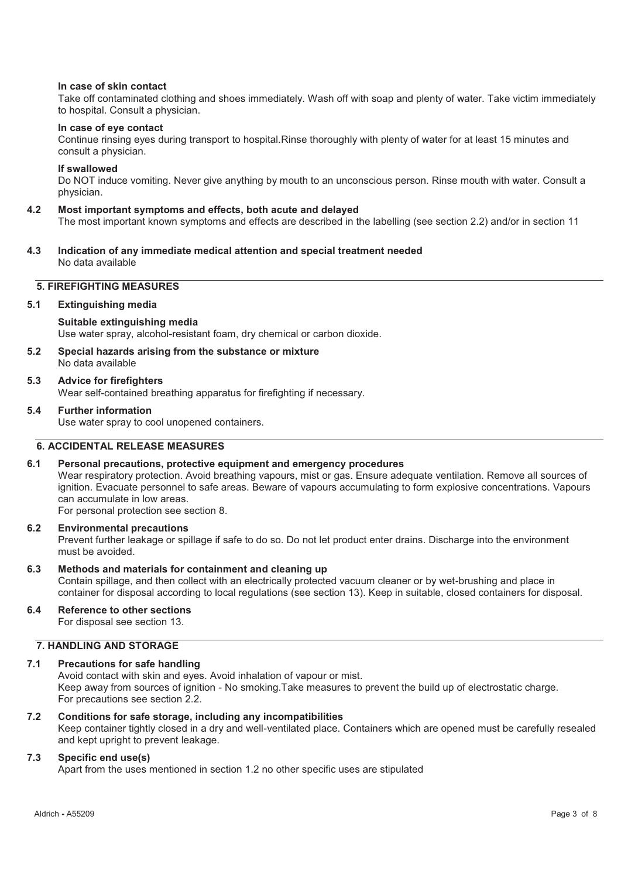**In case of skin contact**

Take off contaminated clothing and shoes immediately. Wash off with soap and plenty of water. Take victim immediately to hospital. Consult a physician.

**In case of eye contact**

Continue rinsing eyes during transport to hospital.Rinse thoroughly with plenty of water for at least 15 minutes and consult a physician.

**If swallowed**

Do NOT induce vomiting. Never give anything by mouth to an unconscious person. Rinse mouth with water. Consult a physician.

### 4.2 Most important symptoms and effects, both acute and delayed

The most important known symptoms and effects are described in the labelling (see section 2.2) and/or in section 11

### 4.3 Indication of any immediate medical attention and special treatment needed

No data available

## 5. FIREFIGHTING MEASURES

### 5.1 Extinguishing media

**Suitable extinguishing media**

Use water spray, alcohol-resistant foam, dry chemical or carbon dioxide.

### 5.2 Special hazards arising from the substance or mixture

No data available

### 5.3 Advice for firefighters

Wear self-contained breathing apparatus for firefighting if necessary.

### 5.4 Further information

Use water spray to cool unopened containers.

## 6. ACCIDENTAL RELEASE MEASURES

### 6.1 Personal precautions, protective equipment and emergency procedures

Wear respiratory protection. Avoid breathing vapours, mist or gas. Ensure adequate ventilation. Remove all sources of ignition. Evacuate personnel to safe areas. Beware of vapours accumulating to form explosive concentrations. Vapours can accumulate in low areas.
For personal protection see section 8.

### 6.2 Environmental precautions

Prevent further leakage or spillage if safe to do so. Do not let product enter drains. Discharge into the environment must be avoided.

### 6.3 Methods and materials for containment and cleaning up

Contain spillage, and then collect with an electrically protected vacuum cleaner or by wet-brushing and place in container for disposal according to local regulations (see section 13). Keep in suitable, closed containers for disposal.

### 6.4 Reference to other sections

For disposal see section 13.

## 7. HANDLING AND STORAGE

### 7.1 Precautions for safe handling

Avoid contact with skin and eyes. Avoid inhalation of vapour or mist.
Keep away from sources of ignition - No smoking.Take measures to prevent the build up of electrostatic charge.
For precautions see section 2.2.

### 7.2 Conditions for safe storage, including any incompatibilities

Keep container tightly closed in a dry and well-ventilated place. Containers which are opened must be carefully resealed and kept upright to prevent leakage.

### 7.3 Specific end use(s)

Apart from the uses mentioned in section 1.2 no other specific uses are stipulated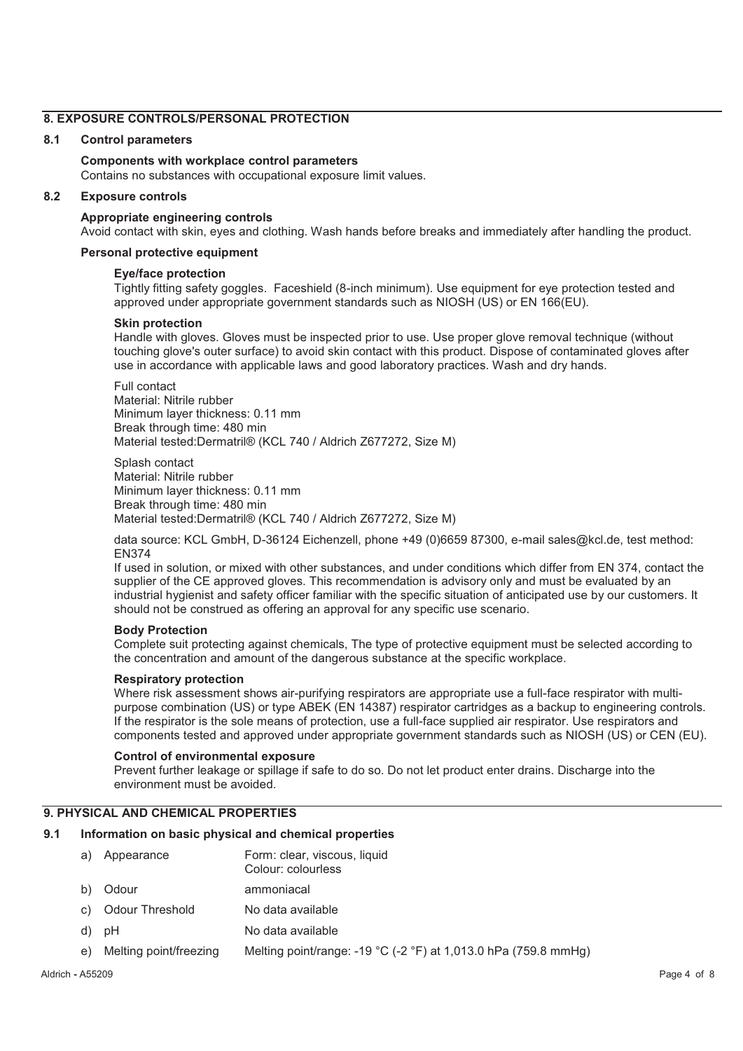## 8. EXPOSURE CONTROLS/PERSONAL PROTECTION

### 8.1 Control parameters

**Components with workplace control parameters**

Contains no substances with occupational exposure limit values.

### 8.2 Exposure controls

**Appropriate engineering controls**

Avoid contact with skin, eyes and clothing. Wash hands before breaks and immediately after handling the product.

**Personal protective equipment**

**Eye/face protection**

Tightly fitting safety goggles. Faceshield (8-inch minimum). Use equipment for eye protection tested and approved under appropriate government standards such as NIOSH (US) or EN 166(EU).

**Skin protection**

Handle with gloves. Gloves must be inspected prior to use. Use proper glove removal technique (without touching glove's outer surface) to avoid skin contact with this product. Dispose of contaminated gloves after use in accordance with applicable laws and good laboratory practices. Wash and dry hands.

Full contact
Material: Nitrile rubber
Minimum layer thickness: 0.11 mm
Break through time: 480 min
Material tested:Dermatril® (KCL 740 / Aldrich Z677272, Size M)

Splash contact
Material: Nitrile rubber
Minimum layer thickness: 0.11 mm
Break through time: 480 min
Material tested:Dermatril® (KCL 740 / Aldrich Z677272, Size M)

data source: KCL GmbH, D-36124 Eichenzell, phone +49 (0)6659 87300, e-mail sales@kcl.de, test method: EN374

If used in solution, or mixed with other substances, and under conditions which differ from EN 374, contact the supplier of the CE approved gloves. This recommendation is advisory only and must be evaluated by an industrial hygienist and safety officer familiar with the specific situation of anticipated use by our customers. It should not be construed as offering an approval for any specific use scenario.

**Body Protection**

Complete suit protecting against chemicals, The type of protective equipment must be selected according to the concentration and amount of the dangerous substance at the specific workplace.

**Respiratory protection**

Where risk assessment shows air-purifying respirators are appropriate use a full-face respirator with multi-purpose combination (US) or type ABEK (EN 14387) respirator cartridges as a backup to engineering controls. If the respirator is the sole means of protection, use a full-face supplied air respirator. Use respirators and components tested and approved under appropriate government standards such as NIOSH (US) or CEN (EU).

**Control of environmental exposure**

Prevent further leakage or spillage if safe to do so. Do not let product enter drains. Discharge into the environment must be avoided.

## 9. PHYSICAL AND CHEMICAL PROPERTIES

### 9.1 Information on basic physical and chemical properties

| | | |
|---|---|---|
| a) | Appearance | Form: clear, viscous, liquid<br>Colour: colourless |
| b) | Odour | ammoniacal |
| c) | Odour Threshold | No data available |
| d) | pH | No data available |
| e) | Melting point/freezing | Melting point/range: -19 °C (-2 °F) at 1,013.0 hPa (759.8 mmHg) |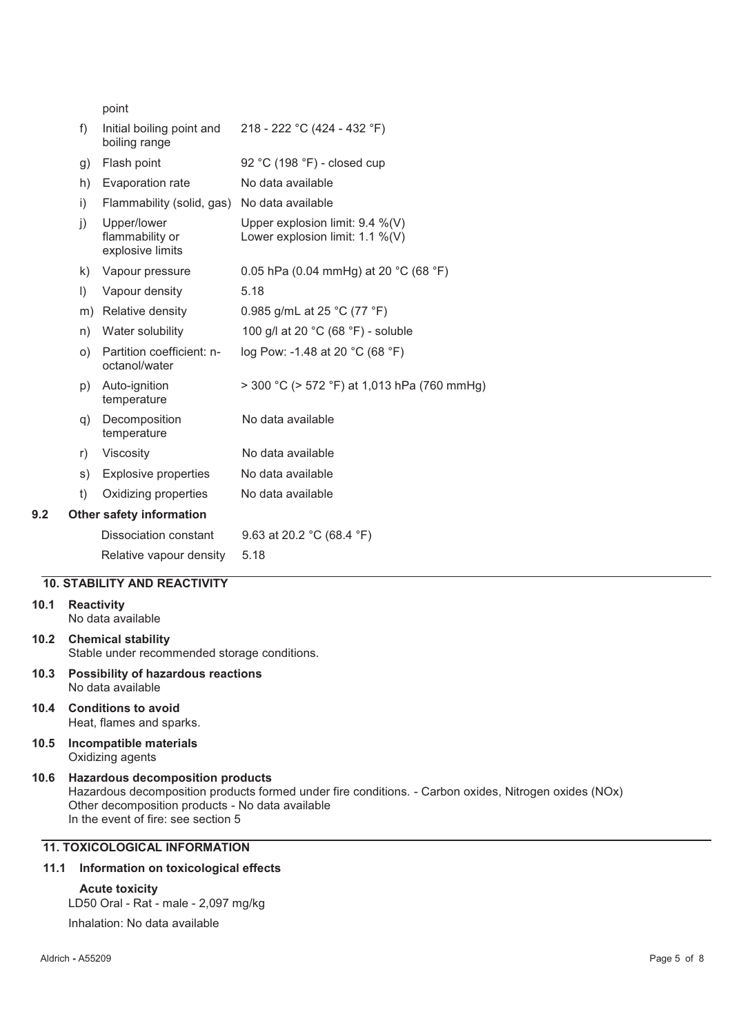| | | |
|---|---|---|
| | point | |
| f) | Initial boiling point and boiling range | 218 - 222 °C (424 - 432 °F) |
| g) | Flash point | 92 °C (198 °F) - closed cup |
| h) | Evaporation rate | No data available |
| i) | Flammability (solid, gas) | No data available |
| j) | Upper/lower flammability or explosive limits | Upper explosion limit: 9.4 %(V)<br>Lower explosion limit: 1.1 %(V) |
| k) | Vapour pressure | 0.05 hPa (0.04 mmHg) at 20 °C (68 °F) |
| l) | Vapour density | 5.18 |
| m) | Relative density | 0.985 g/mL at 25 °C (77 °F) |
| n) | Water solubility | 100 g/l at 20 °C (68 °F) - soluble |
| o) | Partition coefficient: n-octanol/water | log Pow: -1.48 at 20 °C (68 °F) |
| p) | Auto-ignition temperature | > 300 °C (> 572 °F) at 1,013 hPa (760 mmHg) |
| q) | Decomposition temperature | No data available |
| r) | Viscosity | No data available |
| s) | Explosive properties | No data available |
| t) | Oxidizing properties | No data available |

**9.2 Other safety information**

| | |
|---|---|
| Dissociation constant | 9.63 at 20.2 °C (68.4 °F) |
| Relative vapour density | 5.18 |

## 10. STABILITY AND REACTIVITY

**10.1 Reactivity**
No data available

**10.2 Chemical stability**
Stable under recommended storage conditions.

**10.3 Possibility of hazardous reactions**
No data available

**10.4 Conditions to avoid**
Heat, flames and sparks.

**10.5 Incompatible materials**
Oxidizing agents

**10.6 Hazardous decomposition products**
Hazardous decomposition products formed under fire conditions. - Carbon oxides, Nitrogen oxides (NOx)
Other decomposition products - No data available
In the event of fire: see section 5

## 11. TOXICOLOGICAL INFORMATION

**11.1 Information on toxicological effects**

**Acute toxicity**
LD50 Oral - Rat - male - 2,097 mg/kg

Inhalation: No data available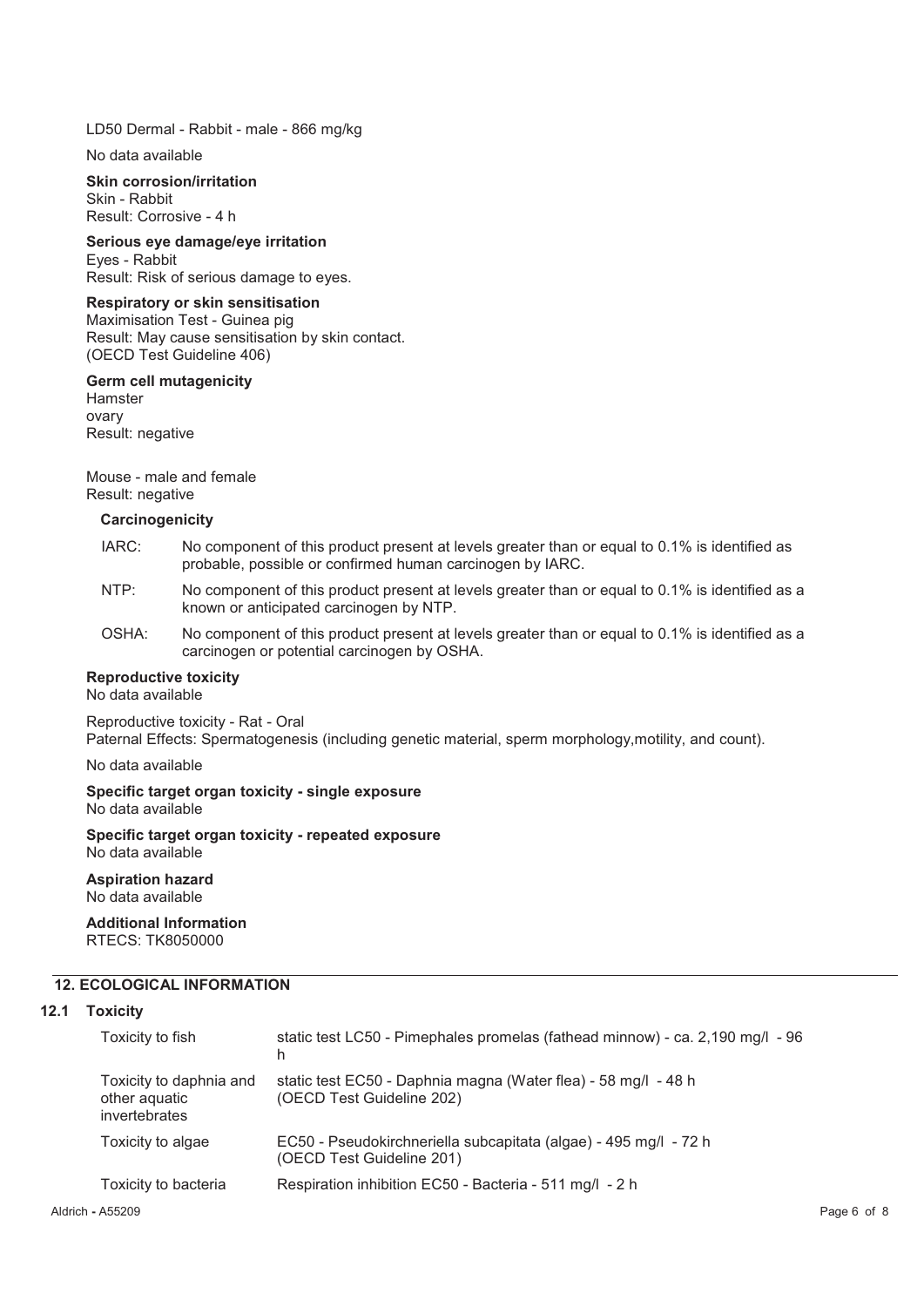LD50 Dermal - Rabbit - male - 866 mg/kg

No data available

**Skin corrosion/irritation**
Skin - Rabbit
Result: Corrosive - 4 h

**Serious eye damage/eye irritation**
Eyes - Rabbit
Result: Risk of serious damage to eyes.

**Respiratory or skin sensitisation**
Maximisation Test - Guinea pig
Result: May cause sensitisation by skin contact.
(OECD Test Guideline 406)

**Germ cell mutagenicity**
Hamster
ovary
Result: negative

Mouse - male and female
Result: negative

**Carcinogenicity**

| | |
|---|---|
| IARC: | No component of this product present at levels greater than or equal to 0.1% is identified as probable, possible or confirmed human carcinogen by IARC. |
| NTP: | No component of this product present at levels greater than or equal to 0.1% is identified as a known or anticipated carcinogen by NTP. |
| OSHA: | No component of this product present at levels greater than or equal to 0.1% is identified as a carcinogen or potential carcinogen by OSHA. |

**Reproductive toxicity**
No data available

Reproductive toxicity - Rat - Oral
Paternal Effects: Spermatogenesis (including genetic material, sperm morphology,motility, and count).

No data available

**Specific target organ toxicity - single exposure**
No data available

**Specific target organ toxicity - repeated exposure**
No data available

**Aspiration hazard**
No data available

**Additional Information**
RTECS: TK8050000

## 12. ECOLOGICAL INFORMATION

### 12.1 Toxicity

| | |
|---|---|
| Toxicity to fish | static test LC50 - Pimephales promelas (fathead minnow) - ca. 2,190 mg/l - 96 h |
| Toxicity to daphnia and other aquatic invertebrates | static test EC50 - Daphnia magna (Water flea) - 58 mg/l - 48 h (OECD Test Guideline 202) |
| Toxicity to algae | EC50 - Pseudokirchneriella subcapitata (algae) - 495 mg/l - 72 h (OECD Test Guideline 201) |
| Toxicity to bacteria | Respiration inhibition EC50 - Bacteria - 511 mg/l - 2 h |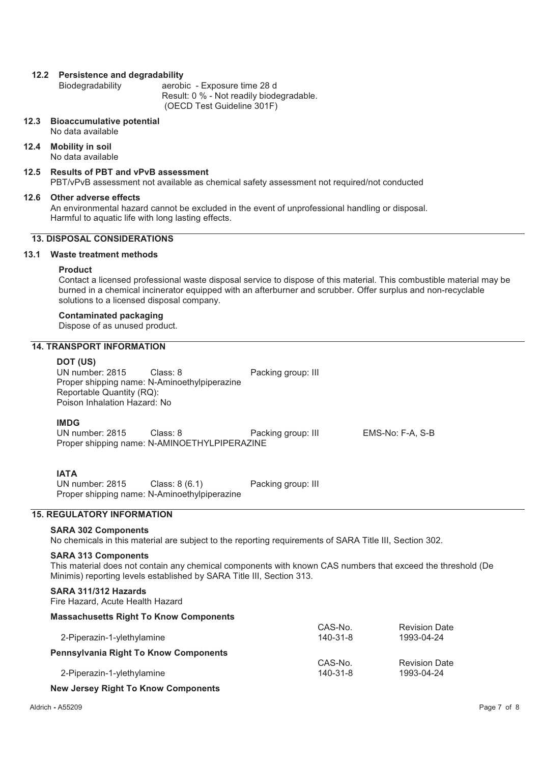### 12.2 Persistence and degradability

Biodegradability aerobic - Exposure time 28 d
Result: 0 % - Not readily biodegradable.
(OECD Test Guideline 301F)

### 12.3 Bioaccumulative potential

No data available

### 12.4 Mobility in soil

No data available

### 12.5 Results of PBT and vPvB assessment

PBT/vPvB assessment not available as chemical safety assessment not required/not conducted

### 12.6 Other adverse effects

An environmental hazard cannot be excluded in the event of unprofessional handling or disposal.
Harmful to aquatic life with long lasting effects.

## 13. DISPOSAL CONSIDERATIONS

### 13.1 Waste treatment methods

**Product**

Contact a licensed professional waste disposal service to dispose of this material. This combustible material may be burned in a chemical incinerator equipped with an afterburner and scrubber. Offer surplus and non-recyclable solutions to a licensed disposal company.

**Contaminated packaging**

Dispose of as unused product.

## 14. TRANSPORT INFORMATION

**DOT (US)**

UN number: 2815 Class: 8 Packing group: III
Proper shipping name: N-Aminoethylpiperazine
Reportable Quantity (RQ):
Poison Inhalation Hazard: No

**IMDG**

UN number: 2815 Class: 8 Packing group: III EMS-No: F-A, S-B
Proper shipping name: N-AMINOETHYLPIPERAZINE

**IATA**

UN number: 2815 Class: 8 (6.1) Packing group: III
Proper shipping name: N-Aminoethylpiperazine

## 15. REGULATORY INFORMATION

**SARA 302 Components**

No chemicals in this material are subject to the reporting requirements of SARA Title III, Section 302.

**SARA 313 Components**

This material does not contain any chemical components with known CAS numbers that exceed the threshold (De Minimis) reporting levels established by SARA Title III, Section 313.

**SARA 311/312 Hazards**

Fire Hazard, Acute Health Hazard

**Massachusetts Right To Know Components**

| | CAS-No. | Revision Date |
|---|---|---|
| 2-Piperazin-1-ylethylamine | 140-31-8 | 1993-04-24 |

**Pennsylvania Right To Know Components**

| | CAS-No. | Revision Date |
|---|---|---|
| 2-Piperazin-1-ylethylamine | 140-31-8 | 1993-04-24 |

**New Jersey Right To Know Components**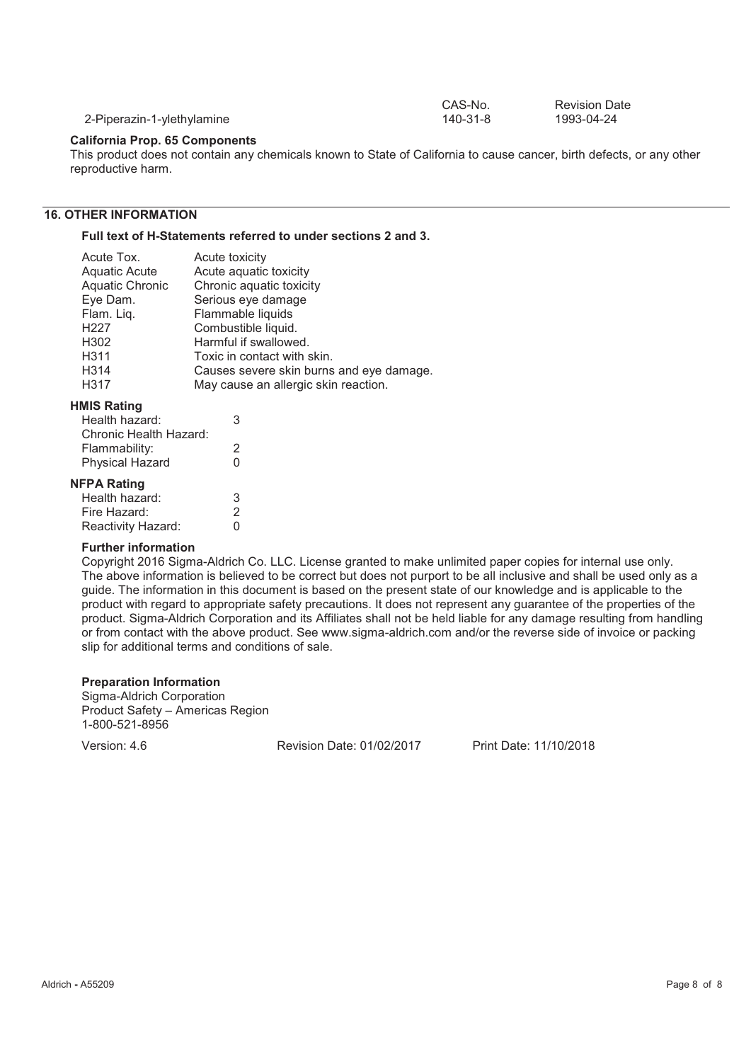| | CAS-No. | Revision Date |
|---|---|---|
| 2-Piperazin-1-ylethylamine | 140-31-8 | 1993-04-24 |

**California Prop. 65 Components**

This product does not contain any chemicals known to State of California to cause cancer, birth defects, or any other reproductive harm.

## 16. OTHER INFORMATION

**Full text of H-Statements referred to under sections 2 and 3.**

| | |
|---|---|
| Acute Tox. | Acute toxicity |
| Aquatic Acute | Acute aquatic toxicity |
| Aquatic Chronic | Chronic aquatic toxicity |
| Eye Dam. | Serious eye damage |
| Flam. Liq. | Flammable liquids |
| H227 | Combustible liquid. |
| H302 | Harmful if swallowed. |
| H311 | Toxic in contact with skin. |
| H314 | Causes severe skin burns and eye damage. |
| H317 | May cause an allergic skin reaction. |

**HMIS Rating**

| | |
|---|---|
| Health hazard: | 3 |
| Chronic Health Hazard: | |
| Flammability: | 2 |
| Physical Hazard | 0 |

**NFPA Rating**

| | |
|---|---|
| Health hazard: | 3 |
| Fire Hazard: | 2 |
| Reactivity Hazard: | 0 |

**Further information**

Copyright 2016 Sigma-Aldrich Co. LLC. License granted to make unlimited paper copies for internal use only. The above information is believed to be correct but does not purport to be all inclusive and shall be used only as a guide. The information in this document is based on the present state of our knowledge and is applicable to the product with regard to appropriate safety precautions. It does not represent any guarantee of the properties of the product. Sigma-Aldrich Corporation and its Affiliates shall not be held liable for any damage resulting from handling or from contact with the above product. See www.sigma-aldrich.com and/or the reverse side of invoice or packing slip for additional terms and conditions of sale.

**Preparation Information**

Sigma-Aldrich Corporation
Product Safety – Americas Region
1-800-521-8956

Version: 4.6 Revision Date: 01/02/2017 Print Date: 11/10/2018